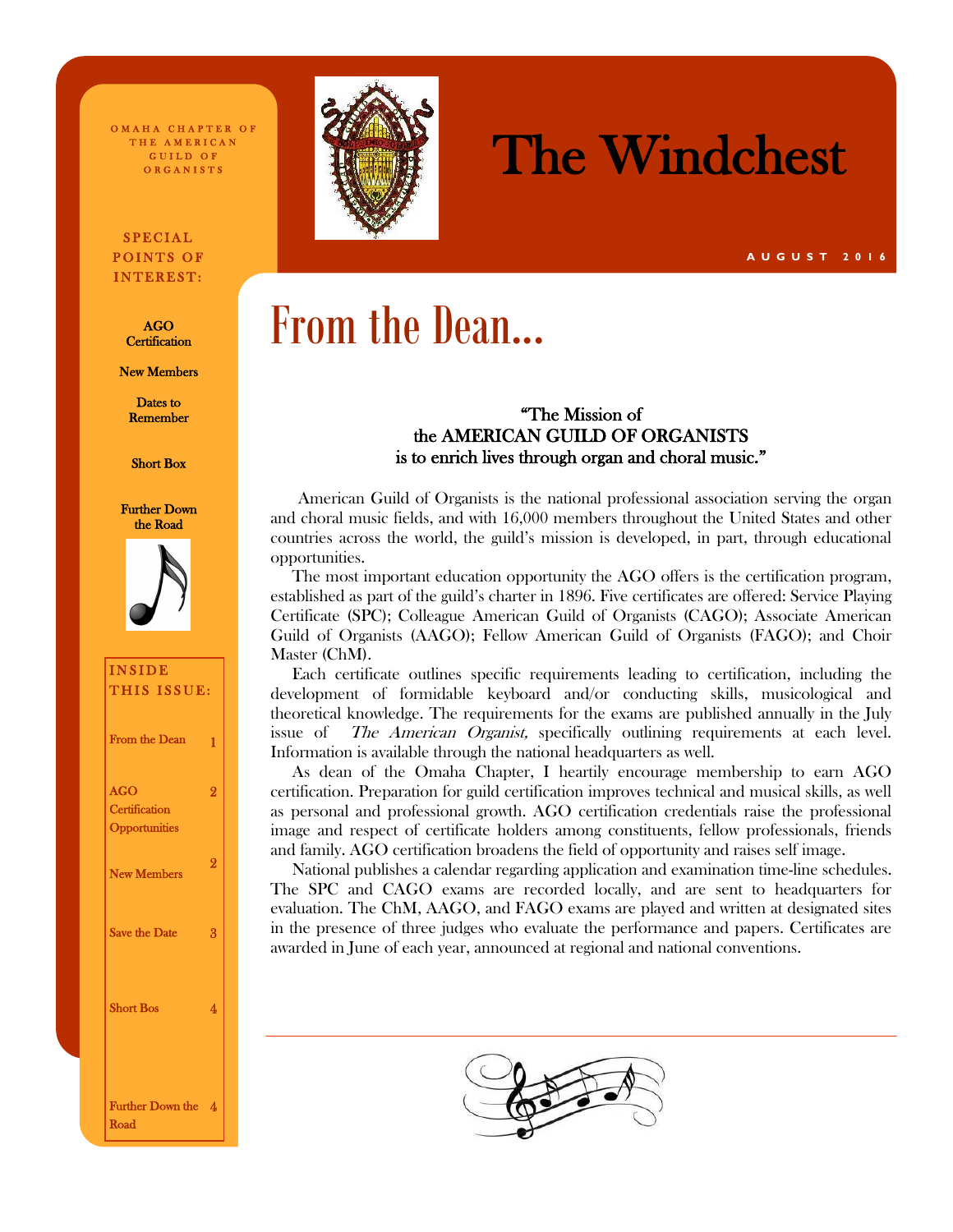OMAHA CHAPTER OF THE AMERICAN GUILD OF ORGANISTS

# The Windchest

AUGUST 2016

**SPECIAL POINTS OF INTEREST:**

- AGO Certification
- New Members
- Dates to Remember
- Short Box
- Further Down the Road

**INSIDE THIS ISSUE:**

| | |
|---|---|
| From the Dean | 1 |
| AGO Certification Opportunities | 2 |
| New Members | 2 |
| Save the Date | 3 |
| Short Bos | 4 |
| Further Down the Road | 4 |

## From the Dean...

"The Mission of
the AMERICAN GUILD OF ORGANISTS
is to enrich lives through organ and choral music."

American Guild of Organists is the national professional association serving the organ and choral music fields, and with 16,000 members throughout the United States and other countries across the world, the guild's mission is developed, in part, through educational opportunities.

The most important education opportunity the AGO offers is the certification program, established as part of the guild's charter in 1896. Five certificates are offered: Service Playing Certificate (SPC); Colleague American Guild of Organists (CAGO); Associate American Guild of Organists (AAGO); Fellow American Guild of Organists (FAGO); and Choir Master (ChM).

Each certificate outlines specific requirements leading to certification, including the development of formidable keyboard and/or conducting skills, musicological and theoretical knowledge. The requirements for the exams are published annually in the July issue of *The American Organist,* specifically outlining requirements at each level. Information is available through the national headquarters as well.

As dean of the Omaha Chapter, I heartily encourage membership to earn AGO certification. Preparation for guild certification improves technical and musical skills, as well as personal and professional growth. AGO certification credentials raise the professional image and respect of certificate holders among constituents, fellow professionals, friends and family. AGO certification broadens the field of opportunity and raises self image.

National publishes a calendar regarding application and examination time-line schedules. The SPC and CAGO exams are recorded locally, and are sent to headquarters for evaluation. The ChM, AAGO, and FAGO exams are played and written at designated sites in the presence of three judges who evaluate the performance and papers. Certificates are awarded in June of each year, announced at regional and national conventions.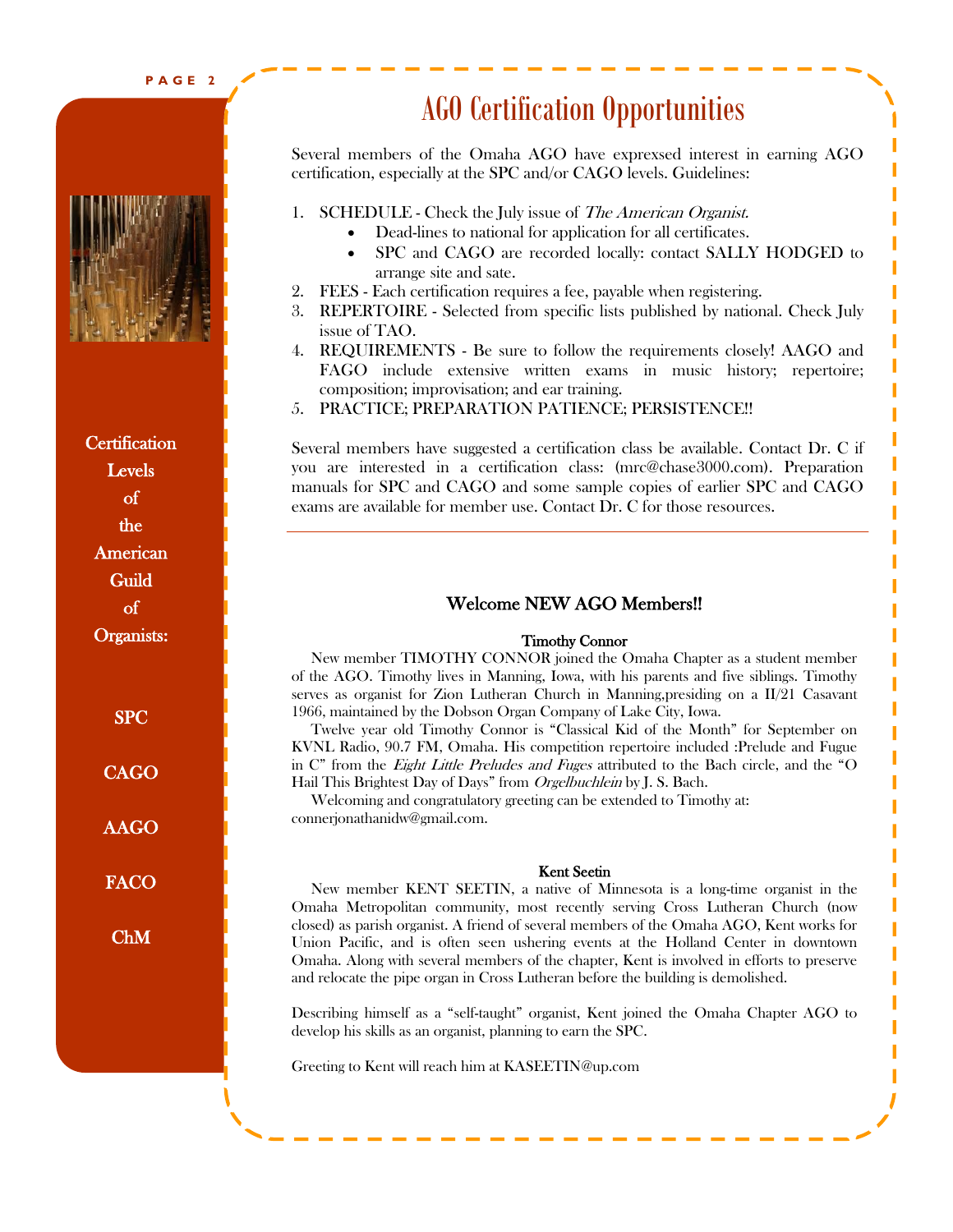# AGO Certification Opportunities

Several members of the Omaha AGO have exprexsed interest in earning AGO certification, especially at the SPC and/or CAGO levels. Guidelines:

1. SCHEDULE - Check the July issue of *The American Organist.*
   - Dead-lines to national for application for all certificates.
   - SPC and CAGO are recorded locally: contact SALLY HODGED to arrange site and sate.
2. FEES - Each certification requires a fee, payable when registering.
3. REPERTOIRE - Selected from specific lists published by national. Check July issue of TAO.
4. REQUIREMENTS - Be sure to follow the requirements closely! AAGO and FAGO include extensive written exams in music history; repertoire; composition; improvisation; and ear training.
5. PRACTICE; PREPARATION PATIENCE; PERSISTENCE!!

Several members have suggested a certification class be available. Contact Dr. C if you are interested in a certification class: (mrc@chase3000.com). Preparation manuals for SPC and CAGO and some sample copies of earlier SPC and CAGO exams are available for member use. Contact Dr. C for those resources.

---

Certification Levels of the American Guild of Organists:

SPC

CAGO

AAGO

FACO

ChM

## Welcome NEW AGO Members!!

### Timothy Connor

New member TIMOTHY CONNOR joined the Omaha Chapter as a student member of the AGO. Timothy lives in Manning, Iowa, with his parents and five siblings. Timothy serves as organist for Zion Lutheran Church in Manning,presiding on a II/21 Casavant 1966, maintained by the Dobson Organ Company of Lake City, Iowa.

Twelve year old Timothy Connor is "Classical Kid of the Month" for September on KVNL Radio, 90.7 FM, Omaha. His competition repertoire included :Prelude and Fugue in C" from the *Eight Little Preludes and Fuges* attributed to the Bach circle, and the "O Hail This Brightest Day of Days" from *Orgelbuchlein* by J. S. Bach.

Welcoming and congratulatory greeting can be extended to Timothy at: connerjonathanidw@gmail.com.

### Kent Seetin

New member KENT SEETIN, a native of Minnesota is a long-time organist in the Omaha Metropolitan community, most recently serving Cross Lutheran Church (now closed) as parish organist. A friend of several members of the Omaha AGO, Kent works for Union Pacific, and is often seen ushering events at the Holland Center in downtown Omaha. Along with several members of the chapter, Kent is involved in efforts to preserve and relocate the pipe organ in Cross Lutheran before the building is demolished.

Describing himself as a "self-taught" organist, Kent joined the Omaha Chapter AGO to develop his skills as an organist, planning to earn the SPC.

Greeting to Kent will reach him at KASEETIN@up.com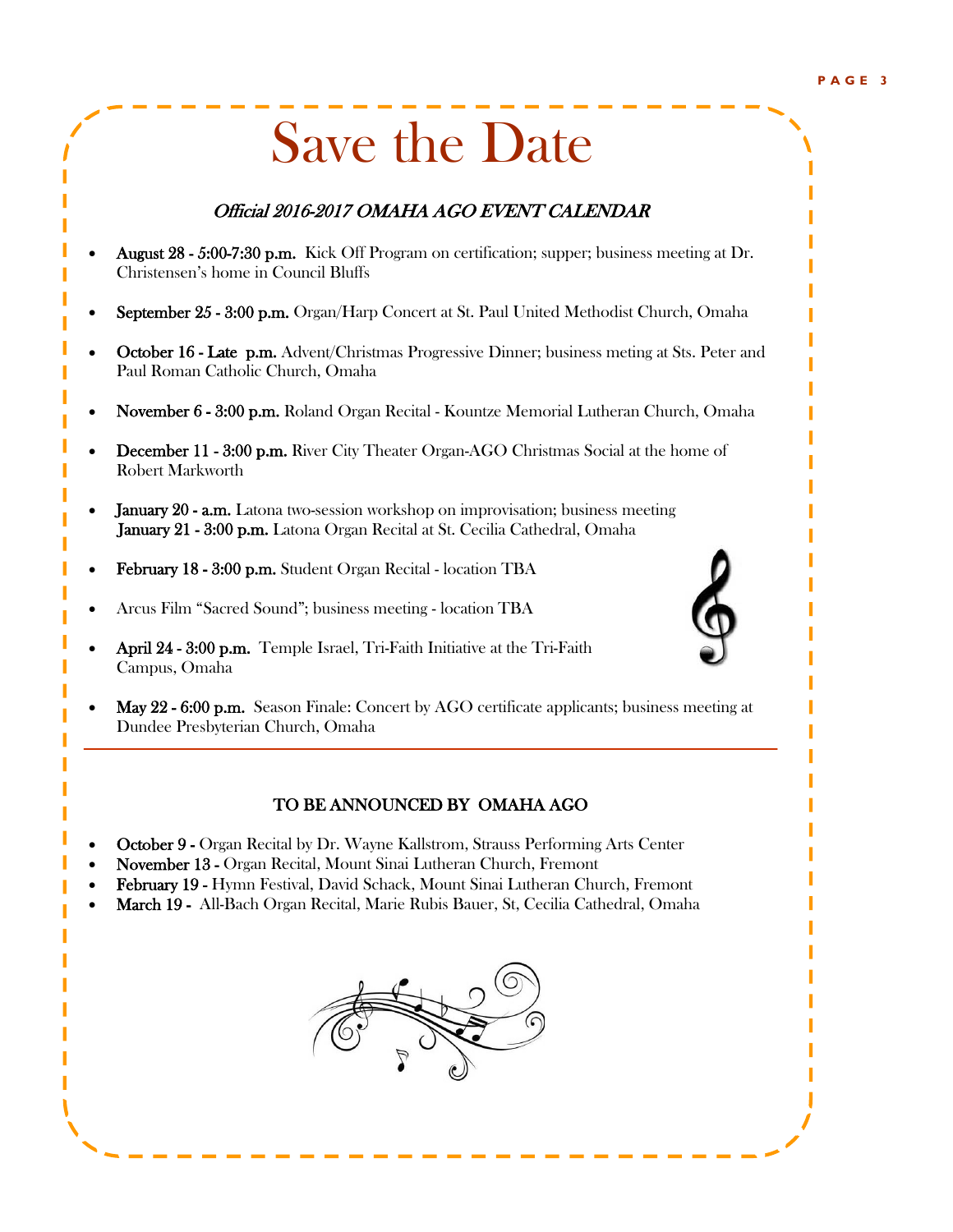# Save the Date

*Official 2016-2017 OMAHA AGO EVENT CALENDAR*

- **August 28 - 5:00-7:30 p.m.** Kick Off Program on certification; supper; business meeting at Dr. Christensen's home in Council Bluffs
- **September 25 - 3:00 p.m.** Organ/Harp Concert at St. Paul United Methodist Church, Omaha
- **October 16 - Late p.m.** Advent/Christmas Progressive Dinner; business meting at Sts. Peter and Paul Roman Catholic Church, Omaha
- **November 6 - 3:00 p.m.** Roland Organ Recital - Kountze Memorial Lutheran Church, Omaha
- **December 11 - 3:00 p.m.** River City Theater Organ-AGO Christmas Social at the home of Robert Markworth
- **January 20 - a.m.** Latona two-session workshop on improvisation; business meeting
  **January 21 - 3:00 p.m.** Latona Organ Recital at St. Cecilia Cathedral, Omaha
- **February 18 - 3:00 p.m.** Student Organ Recital - location TBA
- Arcus Film "Sacred Sound"; business meeting - location TBA
- **April 24 - 3:00 p.m.** Temple Israel, Tri-Faith Initiative at the Tri-Faith Campus, Omaha
- **May 22 - 6:00 p.m.** Season Finale: Concert by AGO certificate applicants; business meeting at Dundee Presbyterian Church, Omaha

---

**TO BE ANNOUNCED BY OMAHA AGO**

- **October 9 -** Organ Recital by Dr. Wayne Kallstrom, Strauss Performing Arts Center
- **November 13 -** Organ Recital, Mount Sinai Lutheran Church, Fremont
- **February 19 -** Hymn Festival, David Schack, Mount Sinai Lutheran Church, Fremont
- **March 19 -** All-Bach Organ Recital, Marie Rubis Bauer, St, Cecilia Cathedral, Omaha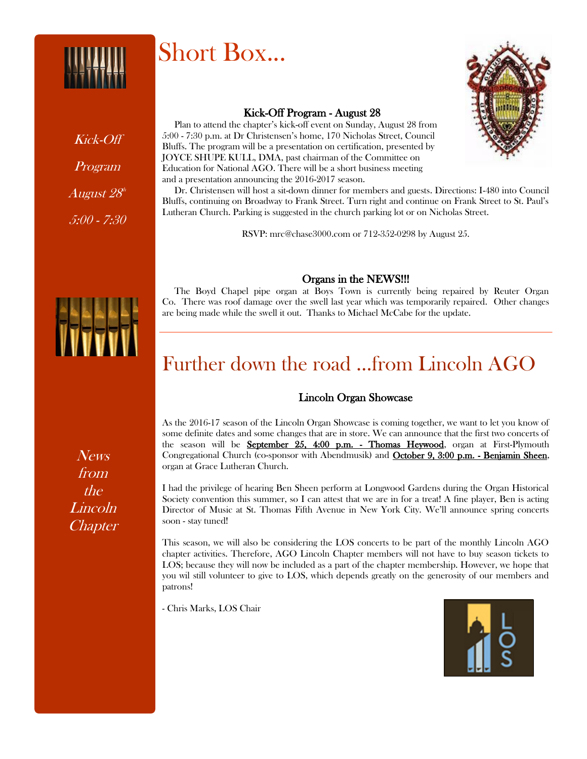Kick-Off Program August 28th 5:00 - 7:30

# Short Box...

### Kick-Off Program - August 28

Plan to attend the chapter's kick-off event on Sunday, August 28 from 5:00 - 7:30 p.m. at Dr Christensen's home, 170 Nicholas Street, Council Bluffs. The program will be a presentation on certification, presented by JOYCE SHUPE KULL, DMA, past chairman of the Committee on Education for National AGO. There will be a short business meeting and a presentation announcing the 2016-2017 season.

Dr. Christensen will host a sit-down dinner for members and guests. Directions: I-480 into Council Bluffs, continuing on Broadway to Frank Street. Turn right and continue on Frank Street to St. Paul's Lutheran Church. Parking is suggested in the church parking lot or on Nicholas Street.

RSVP: mrc@chase3000.com or 712-352-0298 by August 25.

### Organs in the NEWS!!!

The Boyd Chapel pipe organ at Boys Town is currently being repaired by Reuter Organ Co. There was roof damage over the swell last year which was temporarily repaired. Other changes are being made while the swell it out. Thanks to Michael McCabe for the update.

---

News from the Lincoln Chapter

# Further down the road ...from Lincoln AGO

### Lincoln Organ Showcase

As the 2016-17 season of the Lincoln Organ Showcase is coming together, we want to let you know of some definite dates and some changes that are in store. We can announce that the first two concerts of the season will be **September 25, 4:00 p.m. - Thomas Heywood**, organ at First-Plymouth Congregational Church (co-sponsor with Abendmusik) and **October 9, 3:00 p.m. - Benjamin Sheen**, organ at Grace Lutheran Church.

I had the privilege of hearing Ben Sheen perform at Longwood Gardens during the Organ Historical Society convention this summer, so I can attest that we are in for a treat! A fine player, Ben is acting Director of Music at St. Thomas Fifth Avenue in New York City. We'll announce spring concerts soon - stay tuned!

This season, we will also be considering the LOS concerts to be part of the monthly Lincoln AGO chapter activities. Therefore, AGO Lincoln Chapter members will not have to buy season tickets to LOS; because they will now be included as a part of the chapter membership. However, we hope that you wil still volunteer to give to LOS, which depends greatly on the generosity of our members and patrons!

- Chris Marks, LOS Chair